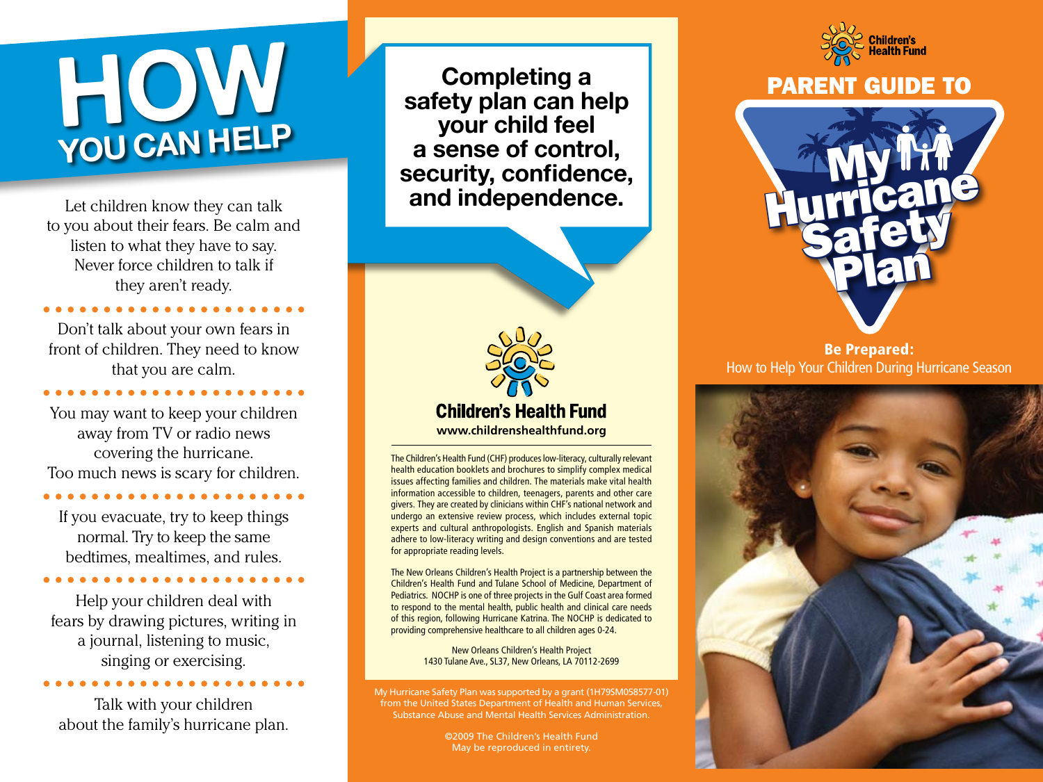# HOW YOU CAN HELP

Let children know they can talk to you about their fears. Be calm and listen to what they have to say. Never force children to talk if they aren't ready.

Don't talk about your own fears in front of children. They need to know that you are calm.

You may want to keep your children away from TV or radio news covering the hurricane. Too much news is scary for children.

If you evacuate, try to keep things normal. Try to keep the same bedtimes, mealtimes, and rules.

Help your children deal with fears by drawing pictures, writing in a journal, listening to music, singing or exercising.

Talk with your children about the family's hurricane plan.

**Completing a safety plan can help your child feel a sense of control, security, confidence, and independence.**

**Children's Health Fund**
**www.childrenshealthfund.org**

The Children's Health Fund (CHF) produces low-literacy, culturally relevant health education booklets and brochures to simplify complex medical issues affecting families and children. The materials make vital health information accessible to children, teenagers, parents and other care givers. They are created by clinicians within CHF's national network and undergo an extensive review process, which includes external topic experts and cultural anthropologists. English and Spanish materials adhere to low-literacy writing and design conventions and are tested for appropriate reading levels.

The New Orleans Children's Health Project is a partnership between the Children's Health Fund and Tulane School of Medicine, Department of Pediatrics. NOCHP is one of three projects in the Gulf Coast area formed to respond to the mental health, public health and clinical care needs of this region, following Hurricane Katrina. The NOCHP is dedicated to providing comprehensive healthcare to all children ages 0-24.

New Orleans Children's Health Project
1430 Tulane Ave., SL37, New Orleans, LA 70112-2699

My Hurricane Safety Plan was supported by a grant (1H79SM058577-01) from the United States Department of Health and Human Services, Substance Abuse and Mental Health Services Administration.

©2009 The Children's Health Fund
May be reproduced in entirety.

Children's Health Fund

# PARENT GUIDE TO My Hurricane Safety Plan

**Be Prepared:**
How to Help Your Children During Hurricane Season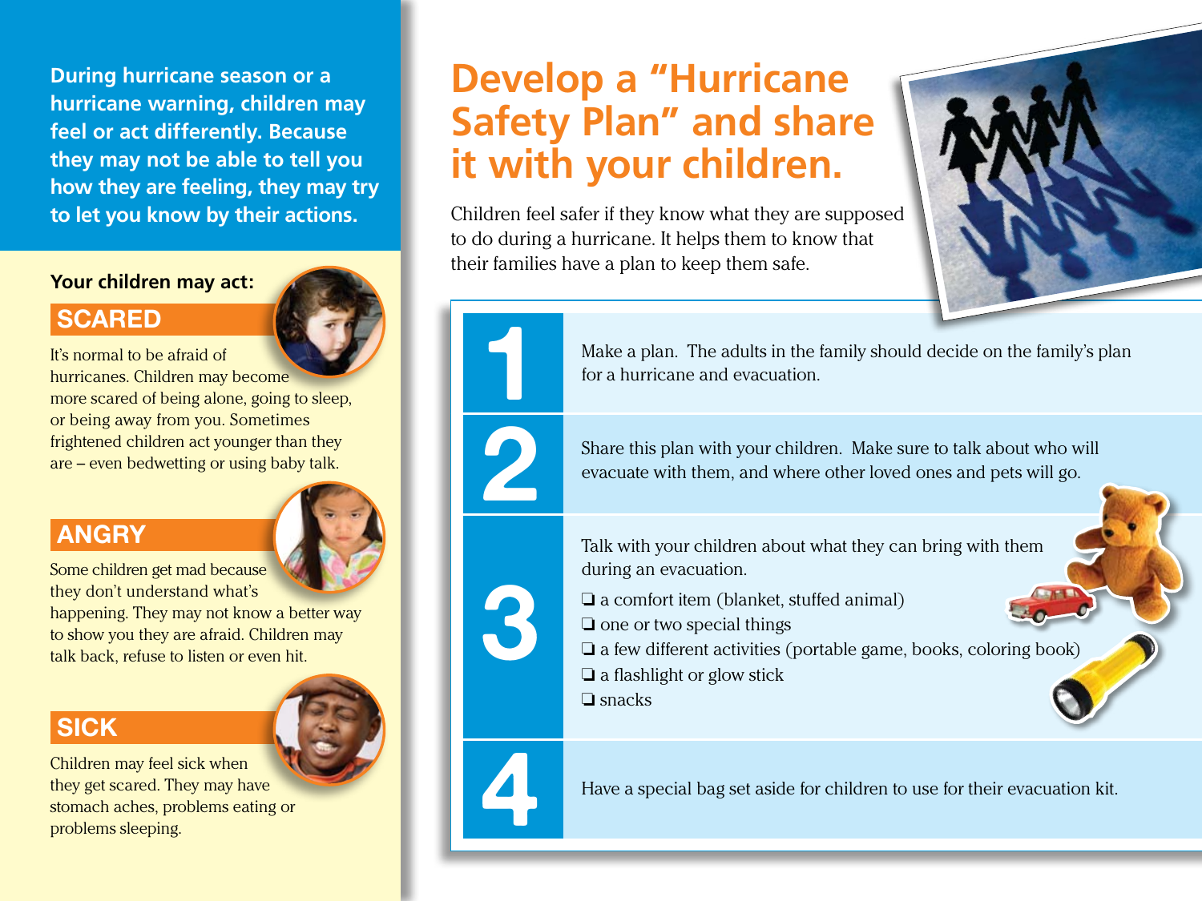**During hurricane season or a hurricane warning, children may feel or act differently. Because they may not be able to tell you how they are feeling, they may try to let you know by their actions.**

**Your children may act:**

## SCARED

It's normal to be afraid of hurricanes. Children may become more scared of being alone, going to sleep, or being away from you. Sometimes frightened children act younger than they are – even bedwetting or using baby talk.

## ANGRY

Some children get mad because they don't understand what's happening. They may not know a better way to show you they are afraid. Children may talk back, refuse to listen or even hit.

## SICK

Children may feel sick when they get scared. They may have stomach aches, problems eating or problems sleeping.

# Develop a "Hurricane Safety Plan" and share it with your children.

Children feel safer if they know what they are supposed to do during a hurricane. It helps them to know that their families have a plan to keep them safe.

**1** Make a plan. The adults in the family should decide on the family's plan for a hurricane and evacuation.

**2** Share this plan with your children. Make sure to talk about who will evacuate with them, and where other loved ones and pets will go.

**3** Talk with your children about what they can bring with them during an evacuation.

- ❏ a comfort item (blanket, stuffed animal)
- ❏ one or two special things
- ❏ a few different activities (portable game, books, coloring book)
- ❏ a flashlight or glow stick
- ❏ snacks

**4** Have a special bag set aside for children to use for their evacuation kit.